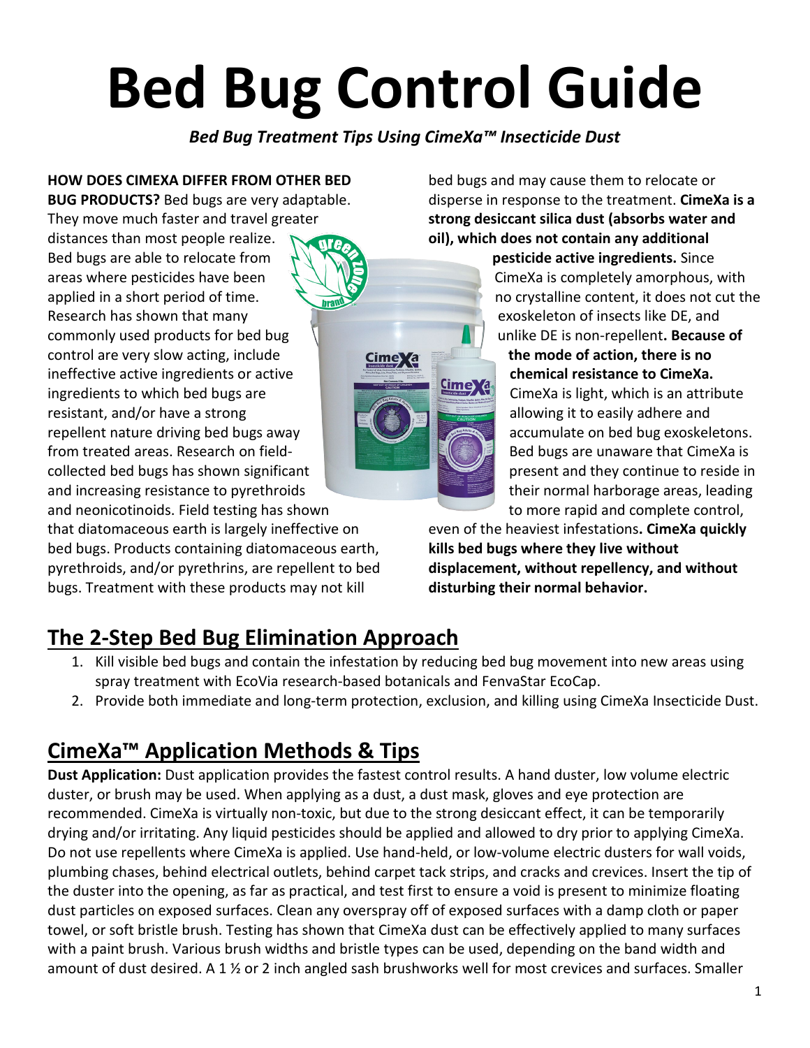# Bed Bug Control Guide

***Bed Bug Treatment Tips Using CimeXa™ Insecticide Dust***

**HOW DOES CIMEXA DIFFER FROM OTHER BED BUG PRODUCTS?** Bed bugs are very adaptable. They move much faster and travel greater distances than most people realize. Bed bugs are able to relocate from areas where pesticides have been applied in a short period of time. Research has shown that many commonly used products for bed bug control are very slow acting, include ineffective active ingredients or active ingredients to which bed bugs are resistant, and/or have a strong repellent nature driving bed bugs away from treated areas. Research on field-collected bed bugs has shown significant and increasing resistance to pyrethroids and neonicotinoids. Field testing has shown that diatomaceous earth is largely ineffective on bed bugs. Products containing diatomaceous earth, pyrethroids, and/or pyrethrins, are repellent to bed bugs. Treatment with these products may not kill bed bugs and may cause them to relocate or disperse in response to the treatment. **CimeXa is a strong desiccant silica dust (absorbs water and oil), which does not contain any additional pesticide active ingredients.** Since CimeXa is completely amorphous, with no crystalline content, it does not cut the exoskeleton of insects like DE, and unlike DE is non-repellent**. Because of the mode of action, there is no chemical resistance to CimeXa.** CimeXa is light, which is an attribute allowing it to easily adhere and accumulate on bed bug exoskeletons. Bed bugs are unaware that CimeXa is present and they continue to reside in their normal harborage areas, leading to more rapid and complete control, even of the heaviest infestations**. CimeXa quickly kills bed bugs where they live without displacement, without repellency, and without disturbing their normal behavior.**

## The 2-Step Bed Bug Elimination Approach

1. Kill visible bed bugs and contain the infestation by reducing bed bug movement into new areas using spray treatment with EcoVia research-based botanicals and FenvaStar EcoCap.
2. Provide both immediate and long-term protection, exclusion, and killing using CimeXa Insecticide Dust.

## CimeXa™ Application Methods & Tips

**Dust Application:** Dust application provides the fastest control results. A hand duster, low volume electric duster, or brush may be used. When applying as a dust, a dust mask, gloves and eye protection are recommended. CimeXa is virtually non-toxic, but due to the strong desiccant effect, it can be temporarily drying and/or irritating. Any liquid pesticides should be applied and allowed to dry prior to applying CimeXa. Do not use repellents where CimeXa is applied. Use hand-held, or low-volume electric dusters for wall voids, plumbing chases, behind electrical outlets, behind carpet tack strips, and cracks and crevices. Insert the tip of the duster into the opening, as far as practical, and test first to ensure a void is present to minimize floating dust particles on exposed surfaces. Clean any overspray off of exposed surfaces with a damp cloth or paper towel, or soft bristle brush. Testing has shown that CimeXa dust can be effectively applied to many surfaces with a paint brush. Various brush widths and bristle types can be used, depending on the band width and amount of dust desired. A 1 ½ or 2 inch angled sash brushworks well for most crevices and surfaces. Smaller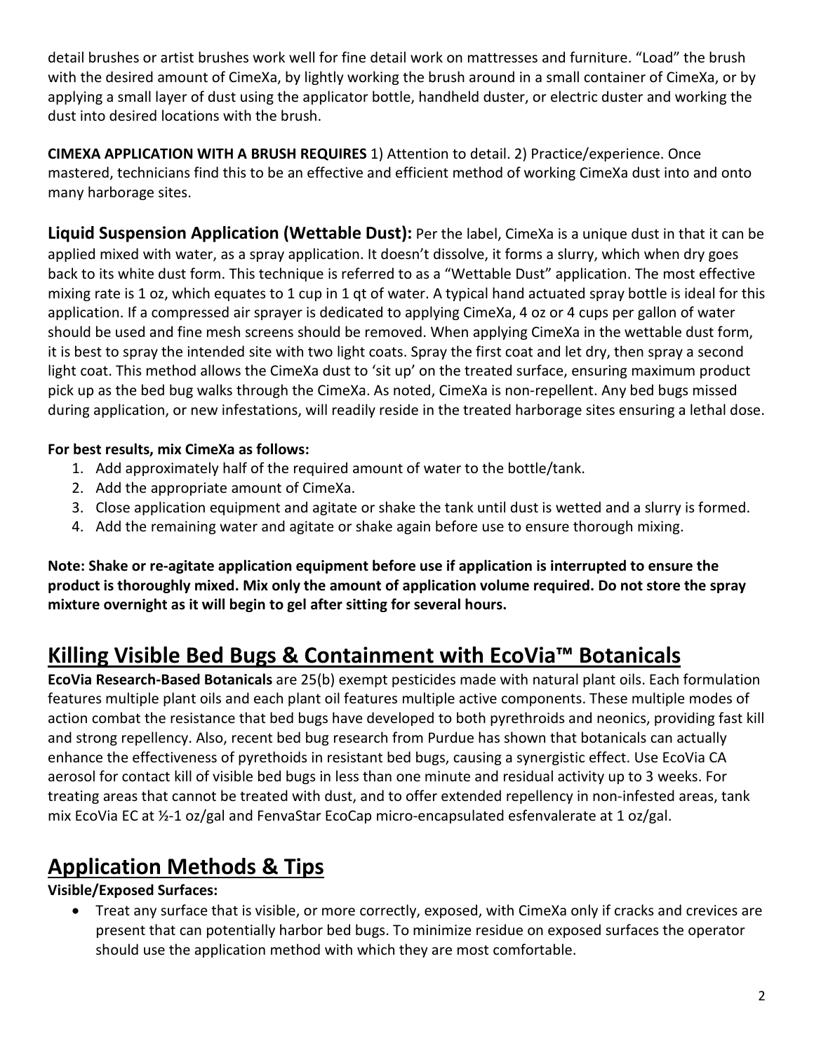detail brushes or artist brushes work well for fine detail work on mattresses and furniture. "Load" the brush with the desired amount of CimeXa, by lightly working the brush around in a small container of CimeXa, or by applying a small layer of dust using the applicator bottle, handheld duster, or electric duster and working the dust into desired locations with the brush.

**CIMEXA APPLICATION WITH A BRUSH REQUIRES** 1) Attention to detail. 2) Practice/experience. Once mastered, technicians find this to be an effective and efficient method of working CimeXa dust into and onto many harborage sites.

**Liquid Suspension Application (Wettable Dust):** Per the label, CimeXa is a unique dust in that it can be applied mixed with water, as a spray application. It doesn't dissolve, it forms a slurry, which when dry goes back to its white dust form. This technique is referred to as a "Wettable Dust" application. The most effective mixing rate is 1 oz, which equates to 1 cup in 1 qt of water. A typical hand actuated spray bottle is ideal for this application. If a compressed air sprayer is dedicated to applying CimeXa, 4 oz or 4 cups per gallon of water should be used and fine mesh screens should be removed. When applying CimeXa in the wettable dust form, it is best to spray the intended site with two light coats. Spray the first coat and let dry, then spray a second light coat. This method allows the CimeXa dust to 'sit up' on the treated surface, ensuring maximum product pick up as the bed bug walks through the CimeXa. As noted, CimeXa is non-repellent. Any bed bugs missed during application, or new infestations, will readily reside in the treated harborage sites ensuring a lethal dose.

**For best results, mix CimeXa as follows:**

1. Add approximately half of the required amount of water to the bottle/tank.
2. Add the appropriate amount of CimeXa.
3. Close application equipment and agitate or shake the tank until dust is wetted and a slurry is formed.
4. Add the remaining water and agitate or shake again before use to ensure thorough mixing.

**Note: Shake or re-agitate application equipment before use if application is interrupted to ensure the product is thoroughly mixed. Mix only the amount of application volume required. Do not store the spray mixture overnight as it will begin to gel after sitting for several hours.**

## Killing Visible Bed Bugs & Containment with EcoVia™ Botanicals

**EcoVia Research-Based Botanicals** are 25(b) exempt pesticides made with natural plant oils. Each formulation features multiple plant oils and each plant oil features multiple active components. These multiple modes of action combat the resistance that bed bugs have developed to both pyrethroids and neonics, providing fast kill and strong repellency. Also, recent bed bug research from Purdue has shown that botanicals can actually enhance the effectiveness of pyrethoids in resistant bed bugs, causing a synergistic effect. Use EcoVia CA aerosol for contact kill of visible bed bugs in less than one minute and residual activity up to 3 weeks. For treating areas that cannot be treated with dust, and to offer extended repellency in non-infested areas, tank mix EcoVia EC at ½-1 oz/gal and FenvaStar EcoCap micro-encapsulated esfenvalerate at 1 oz/gal.

## Application Methods & Tips

**Visible/Exposed Surfaces:**

- Treat any surface that is visible, or more correctly, exposed, with CimeXa only if cracks and crevices are present that can potentially harbor bed bugs. To minimize residue on exposed surfaces the operator should use the application method with which they are most comfortable.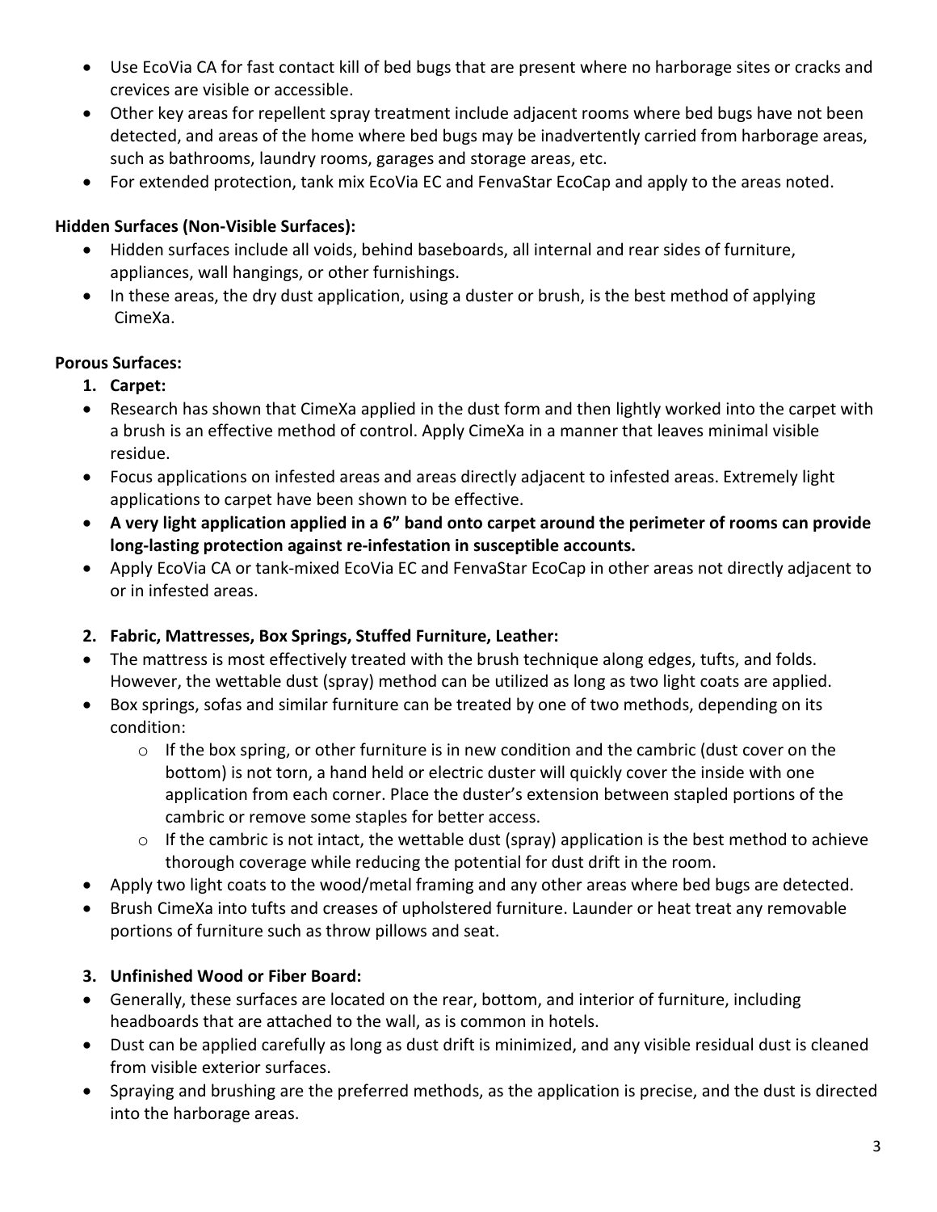- Use EcoVia CA for fast contact kill of bed bugs that are present where no harborage sites or cracks and crevices are visible or accessible.
- Other key areas for repellent spray treatment include adjacent rooms where bed bugs have not been detected, and areas of the home where bed bugs may be inadvertently carried from harborage areas, such as bathrooms, laundry rooms, garages and storage areas, etc.
- For extended protection, tank mix EcoVia EC and FenvaStar EcoCap and apply to the areas noted.

**Hidden Surfaces (Non-Visible Surfaces):**

- Hidden surfaces include all voids, behind baseboards, all internal and rear sides of furniture, appliances, wall hangings, or other furnishings.
- In these areas, the dry dust application, using a duster or brush, is the best method of applying CimeXa.

**Porous Surfaces:**

1. **Carpet:**

- Research has shown that CimeXa applied in the dust form and then lightly worked into the carpet with a brush is an effective method of control. Apply CimeXa in a manner that leaves minimal visible residue.
- Focus applications on infested areas and areas directly adjacent to infested areas. Extremely light applications to carpet have been shown to be effective.
- **A very light application applied in a 6" band onto carpet around the perimeter of rooms can provide long-lasting protection against re-infestation in susceptible accounts.**
- Apply EcoVia CA or tank-mixed EcoVia EC and FenvaStar EcoCap in other areas not directly adjacent to or in infested areas.

2. **Fabric, Mattresses, Box Springs, Stuffed Furniture, Leather:**

- The mattress is most effectively treated with the brush technique along edges, tufts, and folds. However, the wettable dust (spray) method can be utilized as long as two light coats are applied.
- Box springs, sofas and similar furniture can be treated by one of two methods, depending on its condition:
  - If the box spring, or other furniture is in new condition and the cambric (dust cover on the bottom) is not torn, a hand held or electric duster will quickly cover the inside with one application from each corner. Place the duster's extension between stapled portions of the cambric or remove some staples for better access.
  - If the cambric is not intact, the wettable dust (spray) application is the best method to achieve thorough coverage while reducing the potential for dust drift in the room.
- Apply two light coats to the wood/metal framing and any other areas where bed bugs are detected.
- Brush CimeXa into tufts and creases of upholstered furniture. Launder or heat treat any removable portions of furniture such as throw pillows and seat.

3. **Unfinished Wood or Fiber Board:**

- Generally, these surfaces are located on the rear, bottom, and interior of furniture, including headboards that are attached to the wall, as is common in hotels.
- Dust can be applied carefully as long as dust drift is minimized, and any visible residual dust is cleaned from visible exterior surfaces.
- Spraying and brushing are the preferred methods, as the application is precise, and the dust is directed into the harborage areas.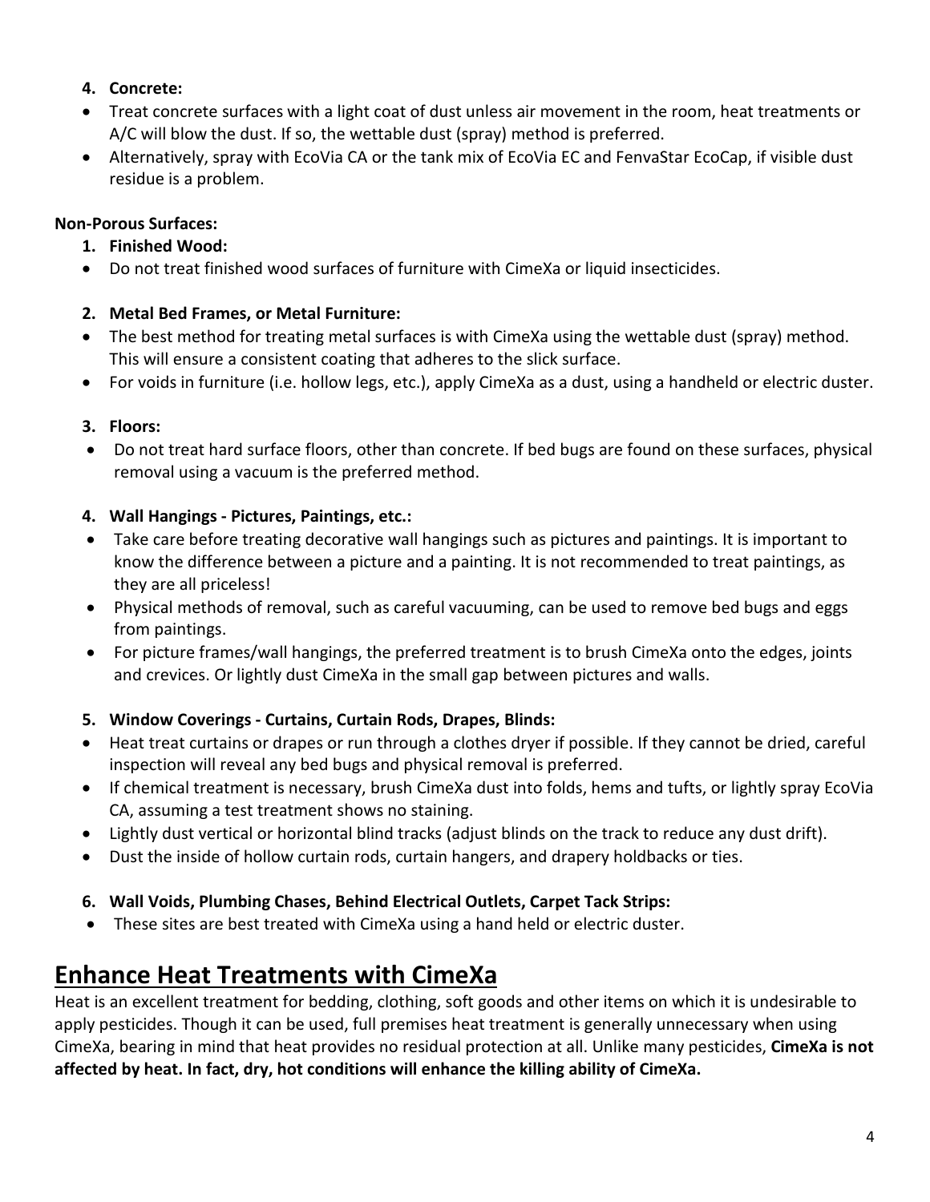4. **Concrete:**

- Treat concrete surfaces with a light coat of dust unless air movement in the room, heat treatments or A/C will blow the dust. If so, the wettable dust (spray) method is preferred.
- Alternatively, spray with EcoVia CA or the tank mix of EcoVia EC and FenvaStar EcoCap, if visible dust residue is a problem.

**Non-Porous Surfaces:**

1. **Finished Wood:**

- Do not treat finished wood surfaces of furniture with CimeXa or liquid insecticides.

2. **Metal Bed Frames, or Metal Furniture:**

- The best method for treating metal surfaces is with CimeXa using the wettable dust (spray) method. This will ensure a consistent coating that adheres to the slick surface.
- For voids in furniture (i.e. hollow legs, etc.), apply CimeXa as a dust, using a handheld or electric duster.

3. **Floors:**

- Do not treat hard surface floors, other than concrete. If bed bugs are found on these surfaces, physical removal using a vacuum is the preferred method.

4. **Wall Hangings - Pictures, Paintings, etc.:**

- Take care before treating decorative wall hangings such as pictures and paintings. It is important to know the difference between a picture and a painting. It is not recommended to treat paintings, as they are all priceless!
- Physical methods of removal, such as careful vacuuming, can be used to remove bed bugs and eggs from paintings.
- For picture frames/wall hangings, the preferred treatment is to brush CimeXa onto the edges, joints and crevices. Or lightly dust CimeXa in the small gap between pictures and walls.

5. **Window Coverings - Curtains, Curtain Rods, Drapes, Blinds:**

- Heat treat curtains or drapes or run through a clothes dryer if possible. If they cannot be dried, careful inspection will reveal any bed bugs and physical removal is preferred.
- If chemical treatment is necessary, brush CimeXa dust into folds, hems and tufts, or lightly spray EcoVia CA, assuming a test treatment shows no staining.
- Lightly dust vertical or horizontal blind tracks (adjust blinds on the track to reduce any dust drift).
- Dust the inside of hollow curtain rods, curtain hangers, and drapery holdbacks or ties.

6. **Wall Voids, Plumbing Chases, Behind Electrical Outlets, Carpet Tack Strips:**

- These sites are best treated with CimeXa using a hand held or electric duster.

## Enhance Heat Treatments with CimeXa

Heat is an excellent treatment for bedding, clothing, soft goods and other items on which it is undesirable to apply pesticides. Though it can be used, full premises heat treatment is generally unnecessary when using CimeXa, bearing in mind that heat provides no residual protection at all. Unlike many pesticides, **CimeXa is not affected by heat. In fact, dry, hot conditions will enhance the killing ability of CimeXa.**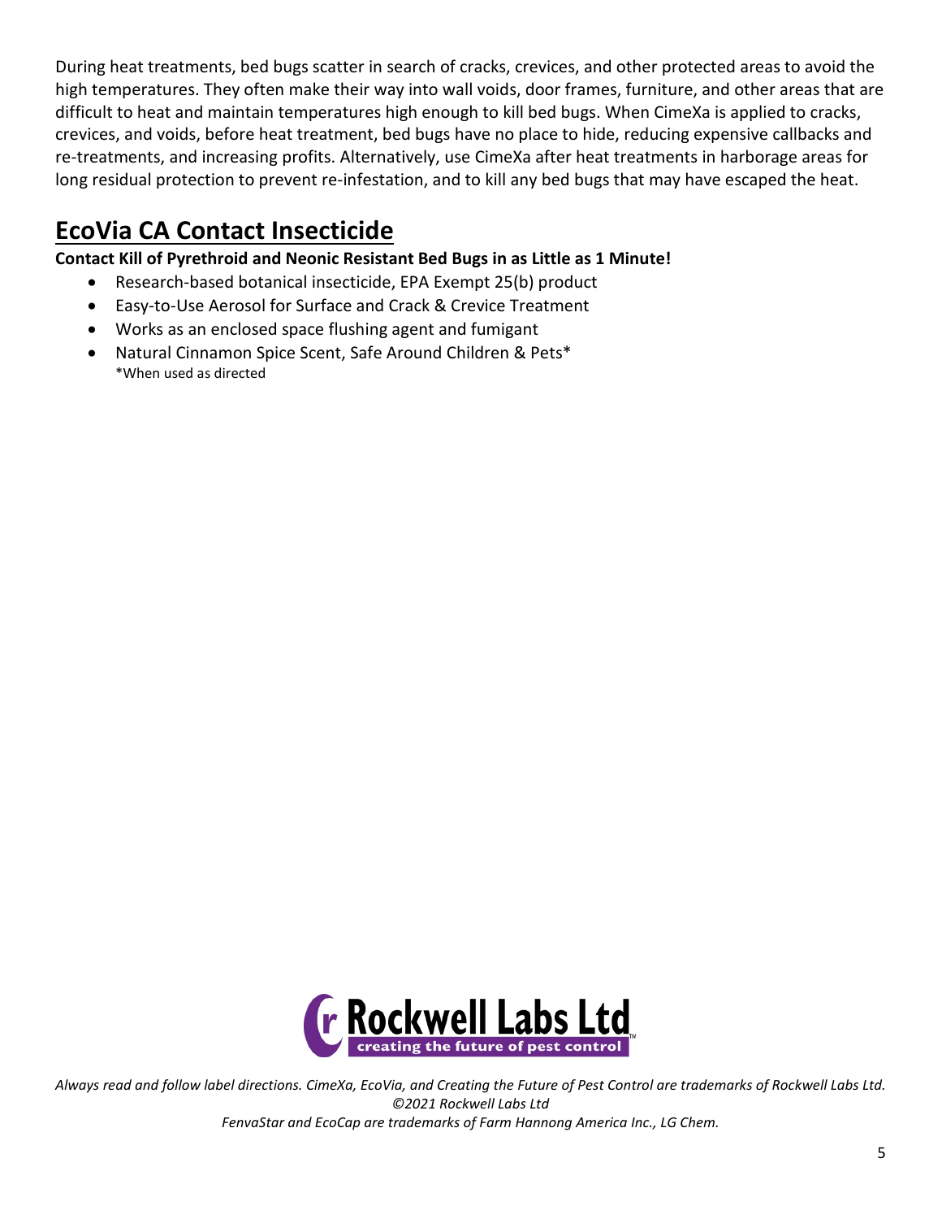During heat treatments, bed bugs scatter in search of cracks, crevices, and other protected areas to avoid the high temperatures. They often make their way into wall voids, door frames, furniture, and other areas that are difficult to heat and maintain temperatures high enough to kill bed bugs. When CimeXa is applied to cracks, crevices, and voids, before heat treatment, bed bugs have no place to hide, reducing expensive callbacks and re-treatments, and increasing profits. Alternatively, use CimeXa after heat treatments in harborage areas for long residual protection to prevent re-infestation, and to kill any bed bugs that may have escaped the heat.

## EcoVia CA Contact Insecticide

**Contact Kill of Pyrethroid and Neonic Resistant Bed Bugs in as Little as 1 Minute!**

- Research-based botanical insecticide, EPA Exempt 25(b) product
- Easy-to-Use Aerosol for Surface and Crack & Crevice Treatment
- Works as an enclosed space flushing agent and fumigant
- Natural Cinnamon Spice Scent, Safe Around Children & Pets*
  *When used as directed

Rockwell Labs Ltd
creating the future of pest control™

*Always read and follow label directions. CimeXa, EcoVia, and Creating the Future of Pest Control are trademarks of Rockwell Labs Ltd.*
*©2021 Rockwell Labs Ltd*
*FenvaStar and EcoCap are trademarks of Farm Hannong America Inc., LG Chem.*